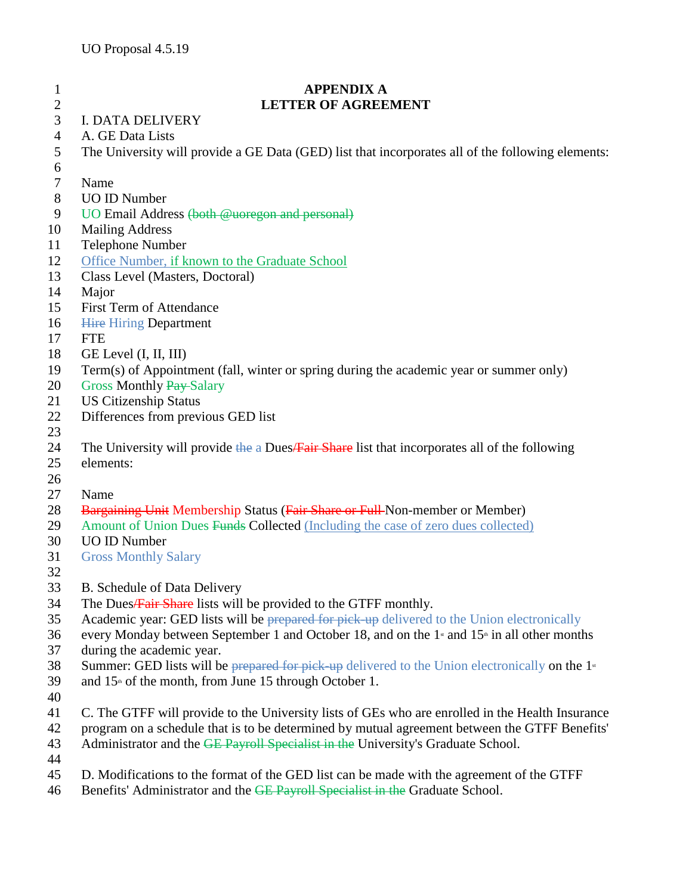UO Proposal 4.5.19

# APPENDIX A
## LETTER OF AGREEMENT

I. DATA DELIVERY

A. GE Data Lists

The University will provide a GE Data (GED) list that incorporates all of the following elements:

Name
UO ID Number
UO Email Address ~~(both @uoregon and personal)~~
Mailing Address
Telephone Number
Office Number, if known to the Graduate School
Class Level (Masters, Doctoral)
Major
First Term of Attendance
~~Hire~~ Hiring Department
FTE
GE Level (I, II, III)
Term(s) of Appointment (fall, winter or spring during the academic year or summer only)
Gross Monthly ~~Pay~~ Salary
US Citizenship Status
Differences from previous GED list

The University will provide ~~the~~ a Dues~~/Fair Share~~ list that incorporates all of the following elements:

Name
~~Bargaining Unit~~ Membership Status (~~Fair Share or Full~~ Non-member or Member)
Amount of Union Dues ~~Funds~~ Collected (Including the case of zero dues collected)
UO ID Number
Gross Monthly Salary

B. Schedule of Data Delivery

The Dues~~/Fair Share~~ lists will be provided to the GTFF monthly.
Academic year: GED lists will be ~~prepared for pick-up~~ delivered to the Union electronically every Monday between September 1 and October 18, and on the 1st and 15th in all other months during the academic year.
Summer: GED lists will be ~~prepared for pick-up~~ delivered to the Union electronically on the 1st and 15th of the month, from June 15 through October 1.

C. The GTFF will provide to the University lists of GEs who are enrolled in the Health Insurance program on a schedule that is to be determined by mutual agreement between the GTFF Benefits' Administrator and the ~~GE Payroll Specialist in the~~ University's Graduate School.

D. Modifications to the format of the GED list can be made with the agreement of the GTFF Benefits' Administrator and the ~~GE Payroll Specialist in the~~ Graduate School.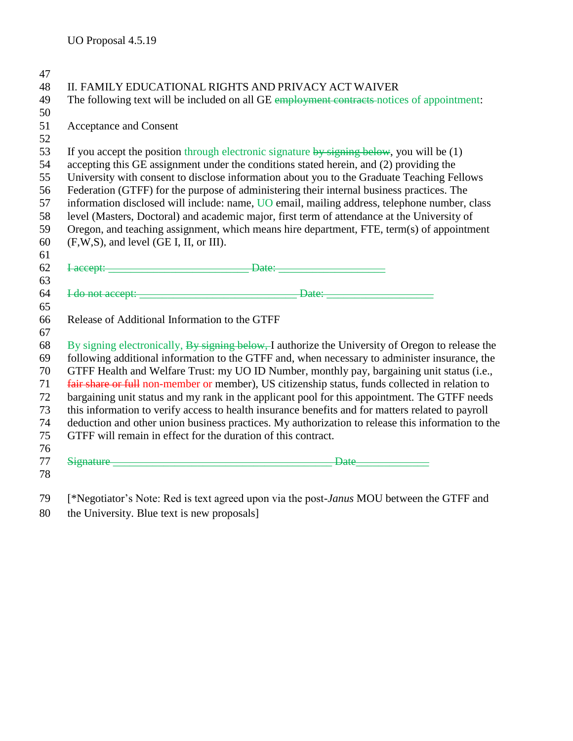## II. FAMILY EDUCATIONAL RIGHTS AND PRIVACY ACT WAIVER

The following text will be included on all GE ~~employment contracts~~ notices of appointment:

Acceptance and Consent

If you accept the position through electronic signature ~~by signing below~~, you will be (1) accepting this GE assignment under the conditions stated herein, and (2) providing the University with consent to disclose information about you to the Graduate Teaching Fellows Federation (GTFF) for the purpose of administering their internal business practices. The information disclosed will include: name, UO email, mailing address, telephone number, class level (Masters, Doctoral) and academic major, first term of attendance at the University of Oregon, and teaching assignment, which means hire department, FTE, term(s) of appointment (F,W,S), and level (GE I, II, or III).

~~I accept: ________________________ Date: __________________~~

~~I do not accept: ___________________________ Date: __________________~~

Release of Additional Information to the GTFF

By signing electronically, ~~By signing below,~~ I authorize the University of Oregon to release the following additional information to the GTFF and, when necessary to administer insurance, the GTFF Health and Welfare Trust: my UO ID Number, monthly pay, bargaining unit status (i.e., ~~fair share or full~~ non-member or member), US citizenship status, funds collected in relation to bargaining unit status and my rank in the applicant pool for this appointment. The GTFF needs this information to verify access to health insurance benefits and for matters related to payroll deduction and other union business practices. My authorization to release this information to the GTFF will remain in effect for the duration of this contract.

~~Signature ________________________________________ Date____________~~

[*Negotiator's Note: Red is text agreed upon via the post-*Janus* MOU between the GTFF and the University. Blue text is new proposals]